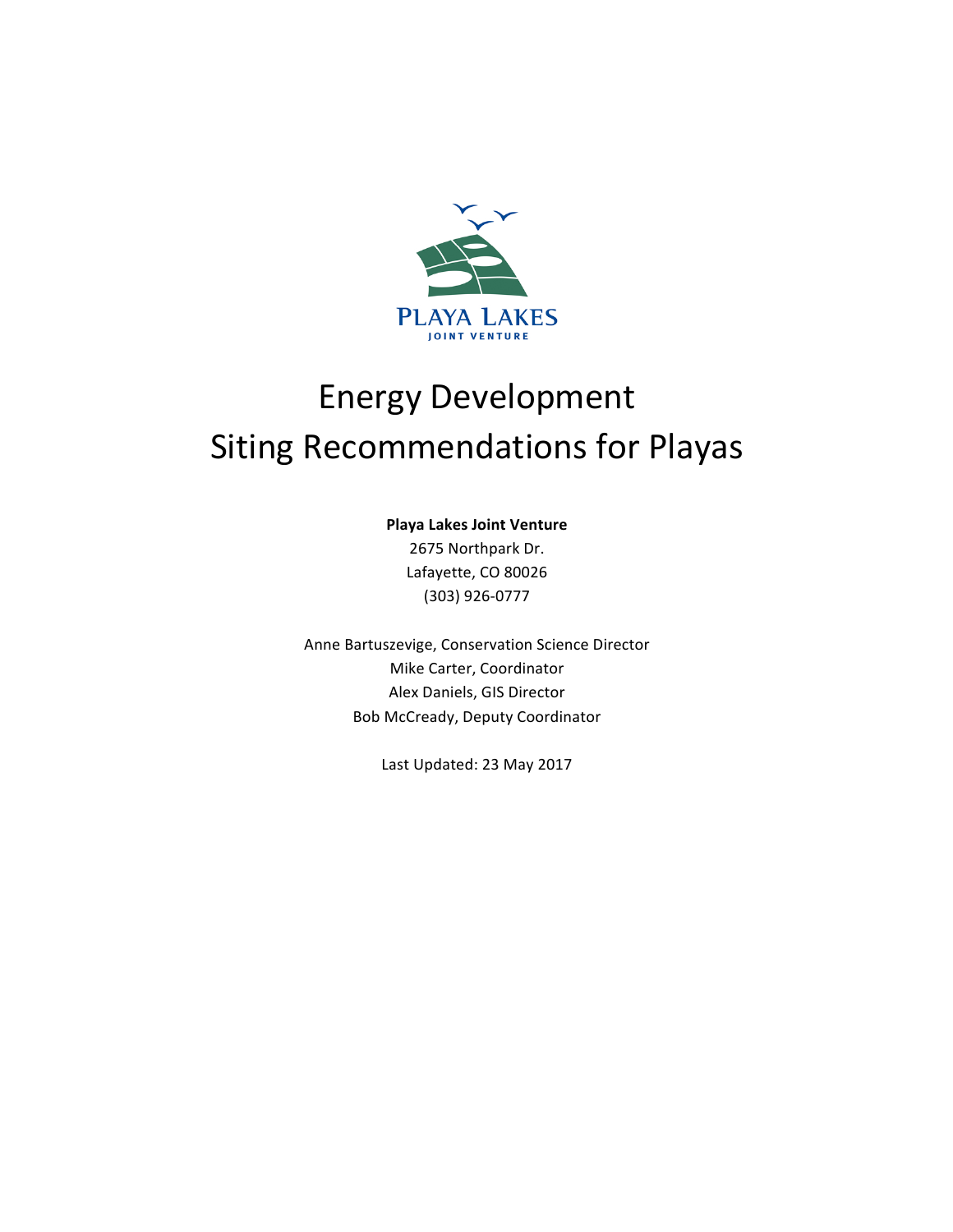PLAYA LAKES
JOINT VENTURE

# Energy Development Siting Recommendations for Playas

**Playa Lakes Joint Venture**
2675 Northpark Dr.
Lafayette, CO 80026
(303) 926-0777

Anne Bartuszevige, Conservation Science Director
Mike Carter, Coordinator
Alex Daniels, GIS Director
Bob McCready, Deputy Coordinator

Last Updated: 23 May 2017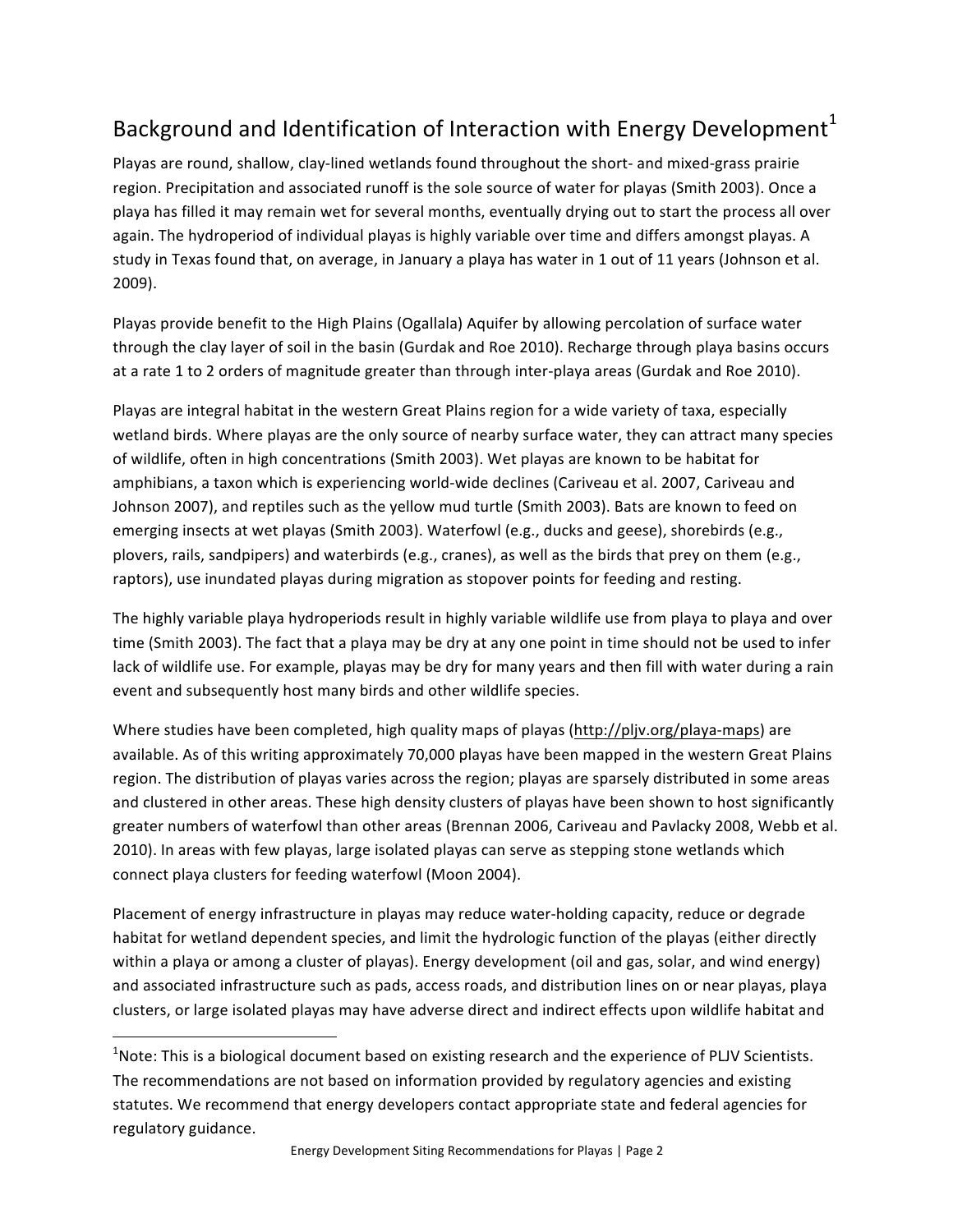## Background and Identification of Interaction with Energy Development[1]

Playas are round, shallow, clay-lined wetlands found throughout the short- and mixed-grass prairie region. Precipitation and associated runoff is the sole source of water for playas (Smith 2003). Once a playa has filled it may remain wet for several months, eventually drying out to start the process all over again. The hydroperiod of individual playas is highly variable over time and differs amongst playas. A study in Texas found that, on average, in January a playa has water in 1 out of 11 years (Johnson et al. 2009).

Playas provide benefit to the High Plains (Ogallala) Aquifer by allowing percolation of surface water through the clay layer of soil in the basin (Gurdak and Roe 2010). Recharge through playa basins occurs at a rate 1 to 2 orders of magnitude greater than through inter-playa areas (Gurdak and Roe 2010).

Playas are integral habitat in the western Great Plains region for a wide variety of taxa, especially wetland birds. Where playas are the only source of nearby surface water, they can attract many species of wildlife, often in high concentrations (Smith 2003). Wet playas are known to be habitat for amphibians, a taxon which is experiencing world-wide declines (Cariveau et al. 2007, Cariveau and Johnson 2007), and reptiles such as the yellow mud turtle (Smith 2003). Bats are known to feed on emerging insects at wet playas (Smith 2003). Waterfowl (e.g., ducks and geese), shorebirds (e.g., plovers, rails, sandpipers) and waterbirds (e.g., cranes), as well as the birds that prey on them (e.g., raptors), use inundated playas during migration as stopover points for feeding and resting.

The highly variable playa hydroperiods result in highly variable wildlife use from playa to playa and over time (Smith 2003). The fact that a playa may be dry at any one point in time should not be used to infer lack of wildlife use. For example, playas may be dry for many years and then fill with water during a rain event and subsequently host many birds and other wildlife species.

Where studies have been completed, high quality maps of playas (http://pljv.org/playa-maps) are available. As of this writing approximately 70,000 playas have been mapped in the western Great Plains region. The distribution of playas varies across the region; playas are sparsely distributed in some areas and clustered in other areas. These high density clusters of playas have been shown to host significantly greater numbers of waterfowl than other areas (Brennan 2006, Cariveau and Pavlacky 2008, Webb et al. 2010). In areas with few playas, large isolated playas can serve as stepping stone wetlands which connect playa clusters for feeding waterfowl (Moon 2004).

Placement of energy infrastructure in playas may reduce water-holding capacity, reduce or degrade habitat for wetland dependent species, and limit the hydrologic function of the playas (either directly within a playa or among a cluster of playas). Energy development (oil and gas, solar, and wind energy) and associated infrastructure such as pads, access roads, and distribution lines on or near playas, playa clusters, or large isolated playas may have adverse direct and indirect effects upon wildlife habitat and

[1] Note: This is a biological document based on existing research and the experience of PLJV Scientists. The recommendations are not based on information provided by regulatory agencies and existing statutes. We recommend that energy developers contact appropriate state and federal agencies for regulatory guidance.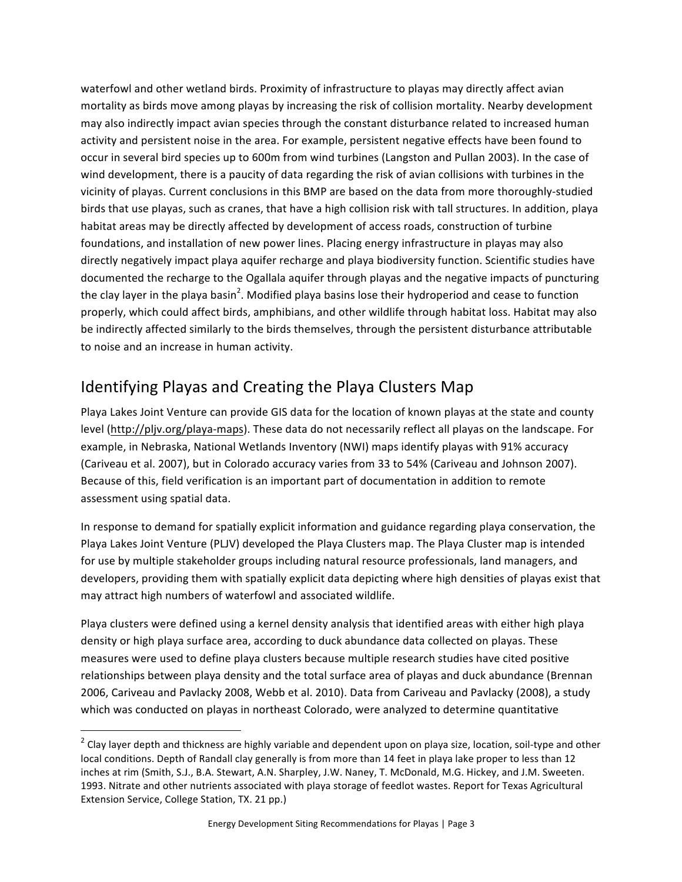waterfowl and other wetland birds. Proximity of infrastructure to playas may directly affect avian mortality as birds move among playas by increasing the risk of collision mortality. Nearby development may also indirectly impact avian species through the constant disturbance related to increased human activity and persistent noise in the area. For example, persistent negative effects have been found to occur in several bird species up to 600m from wind turbines (Langston and Pullan 2003). In the case of wind development, there is a paucity of data regarding the risk of avian collisions with turbines in the vicinity of playas. Current conclusions in this BMP are based on the data from more thoroughly-studied birds that use playas, such as cranes, that have a high collision risk with tall structures. In addition, playa habitat areas may be directly affected by development of access roads, construction of turbine foundations, and installation of new power lines. Placing energy infrastructure in playas may also directly negatively impact playa aquifer recharge and playa biodiversity function. Scientific studies have documented the recharge to the Ogallala aquifer through playas and the negative impacts of puncturing the clay layer in the playa basin[2]. Modified playa basins lose their hydroperiod and cease to function properly, which could affect birds, amphibians, and other wildlife through habitat loss. Habitat may also be indirectly affected similarly to the birds themselves, through the persistent disturbance attributable to noise and an increase in human activity.

## Identifying Playas and Creating the Playa Clusters Map

Playa Lakes Joint Venture can provide GIS data for the location of known playas at the state and county level (http://pljv.org/playa-maps). These data do not necessarily reflect all playas on the landscape. For example, in Nebraska, National Wetlands Inventory (NWI) maps identify playas with 91% accuracy (Cariveau et al. 2007), but in Colorado accuracy varies from 33 to 54% (Cariveau and Johnson 2007). Because of this, field verification is an important part of documentation in addition to remote assessment using spatial data.

In response to demand for spatially explicit information and guidance regarding playa conservation, the Playa Lakes Joint Venture (PLJV) developed the Playa Clusters map. The Playa Cluster map is intended for use by multiple stakeholder groups including natural resource professionals, land managers, and developers, providing them with spatially explicit data depicting where high densities of playas exist that may attract high numbers of waterfowl and associated wildlife.

Playa clusters were defined using a kernel density analysis that identified areas with either high playa density or high playa surface area, according to duck abundance data collected on playas. These measures were used to define playa clusters because multiple research studies have cited positive relationships between playa density and the total surface area of playas and duck abundance (Brennan 2006, Cariveau and Pavlacky 2008, Webb et al. 2010). Data from Cariveau and Pavlacky (2008), a study which was conducted on playas in northeast Colorado, were analyzed to determine quantitative

---

[2] Clay layer depth and thickness are highly variable and dependent upon on playa size, location, soil-type and other local conditions. Depth of Randall clay generally is from more than 14 feet in playa lake proper to less than 12 inches at rim (Smith, S.J., B.A. Stewart, A.N. Sharpley, J.W. Naney, T. McDonald, M.G. Hickey, and J.M. Sweeten. 1993. Nitrate and other nutrients associated with playa storage of feedlot wastes. Report for Texas Agricultural Extension Service, College Station, TX. 21 pp.)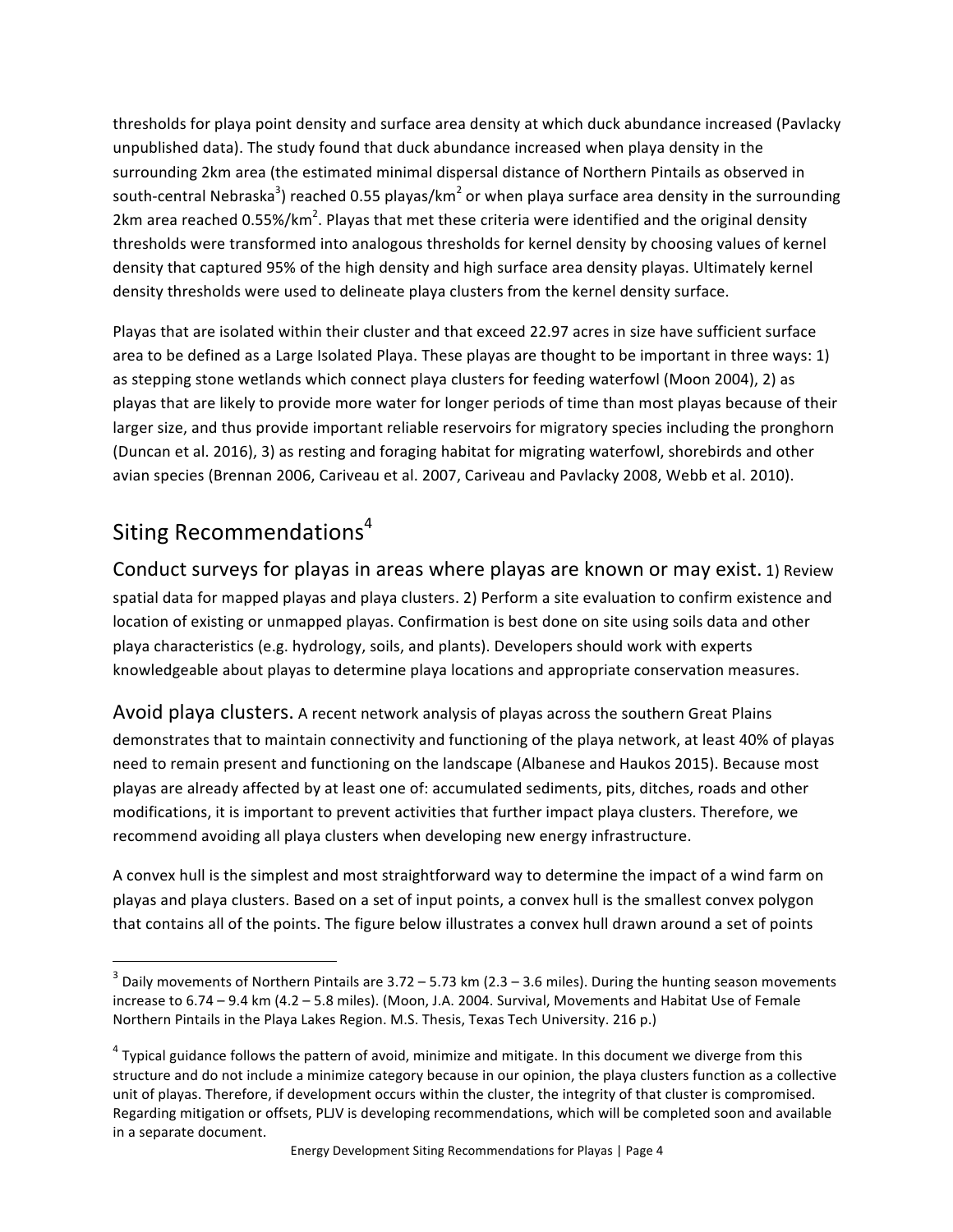thresholds for playa point density and surface area density at which duck abundance increased (Pavlacky unpublished data). The study found that duck abundance increased when playa density in the surrounding 2km area (the estimated minimal dispersal distance of Northern Pintails as observed in south-central Nebraska[3]) reached 0.55 playas/km$^2$ or when playa surface area density in the surrounding 2km area reached 0.55%/km$^2$. Playas that met these criteria were identified and the original density thresholds were transformed into analogous thresholds for kernel density by choosing values of kernel density that captured 95% of the high density and high surface area density playas. Ultimately kernel density thresholds were used to delineate playa clusters from the kernel density surface.

Playas that are isolated within their cluster and that exceed 22.97 acres in size have sufficient surface area to be defined as a Large Isolated Playa. These playas are thought to be important in three ways: 1) as stepping stone wetlands which connect playa clusters for feeding waterfowl (Moon 2004), 2) as playas that are likely to provide more water for longer periods of time than most playas because of their larger size, and thus provide important reliable reservoirs for migratory species including the pronghorn (Duncan et al. 2016), 3) as resting and foraging habitat for migrating waterfowl, shorebirds and other avian species (Brennan 2006, Cariveau et al. 2007, Cariveau and Pavlacky 2008, Webb et al. 2010).

# Siting Recommendations[4]

## Conduct surveys for playas in areas where playas are known or may exist.

1) Review spatial data for mapped playas and playa clusters. 2) Perform a site evaluation to confirm existence and location of existing or unmapped playas. Confirmation is best done on site using soils data and other playa characteristics (e.g. hydrology, soils, and plants). Developers should work with experts knowledgeable about playas to determine playa locations and appropriate conservation measures.

## Avoid playa clusters.

A recent network analysis of playas across the southern Great Plains demonstrates that to maintain connectivity and functioning of the playa network, at least 40% of playas need to remain present and functioning on the landscape (Albanese and Haukos 2015). Because most playas are already affected by at least one of: accumulated sediments, pits, ditches, roads and other modifications, it is important to prevent activities that further impact playa clusters. Therefore, we recommend avoiding all playa clusters when developing new energy infrastructure.

A convex hull is the simplest and most straightforward way to determine the impact of a wind farm on playas and playa clusters. Based on a set of input points, a convex hull is the smallest convex polygon that contains all of the points. The figure below illustrates a convex hull drawn around a set of points

---

[3] Daily movements of Northern Pintails are 3.72 – 5.73 km (2.3 – 3.6 miles). During the hunting season movements increase to 6.74 – 9.4 km (4.2 – 5.8 miles). (Moon, J.A. 2004. Survival, Movements and Habitat Use of Female Northern Pintails in the Playa Lakes Region. M.S. Thesis, Texas Tech University. 216 p.)

[4] Typical guidance follows the pattern of avoid, minimize and mitigate. In this document we diverge from this structure and do not include a minimize category because in our opinion, the playa clusters function as a collective unit of playas. Therefore, if development occurs within the cluster, the integrity of that cluster is compromised. Regarding mitigation or offsets, PLJV is developing recommendations, which will be completed soon and available in a separate document.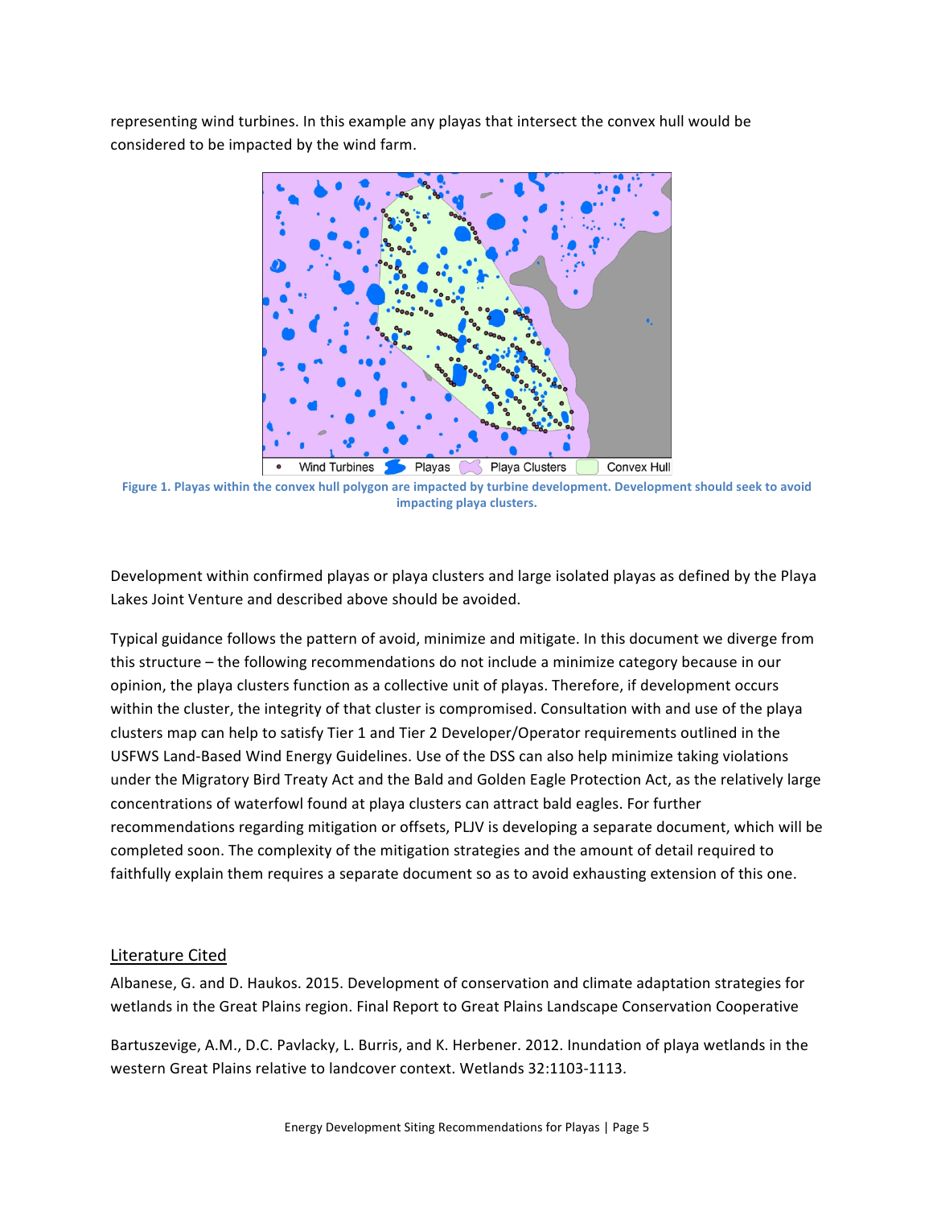representing wind turbines. In this example any playas that intersect the convex hull would be considered to be impacted by the wind farm.

**Figure 1. Playas within the convex hull polygon are impacted by turbine development. Development should seek to avoid impacting playa clusters.**

Development within confirmed playas or playa clusters and large isolated playas as defined by the Playa Lakes Joint Venture and described above should be avoided.

Typical guidance follows the pattern of avoid, minimize and mitigate. In this document we diverge from this structure – the following recommendations do not include a minimize category because in our opinion, the playa clusters function as a collective unit of playas. Therefore, if development occurs within the cluster, the integrity of that cluster is compromised. Consultation with and use of the playa clusters map can help to satisfy Tier 1 and Tier 2 Developer/Operator requirements outlined in the USFWS Land-Based Wind Energy Guidelines. Use of the DSS can also help minimize taking violations under the Migratory Bird Treaty Act and the Bald and Golden Eagle Protection Act, as the relatively large concentrations of waterfowl found at playa clusters can attract bald eagles. For further recommendations regarding mitigation or offsets, PLJV is developing a separate document, which will be completed soon. The complexity of the mitigation strategies and the amount of detail required to faithfully explain them requires a separate document so as to avoid exhausting extension of this one.

## Literature Cited

Albanese, G. and D. Haukos. 2015. Development of conservation and climate adaptation strategies for wetlands in the Great Plains region. Final Report to Great Plains Landscape Conservation Cooperative

Bartuszevige, A.M., D.C. Pavlacky, L. Burris, and K. Herbener. 2012. Inundation of playa wetlands in the western Great Plains relative to landcover context. Wetlands 32:1103-1113.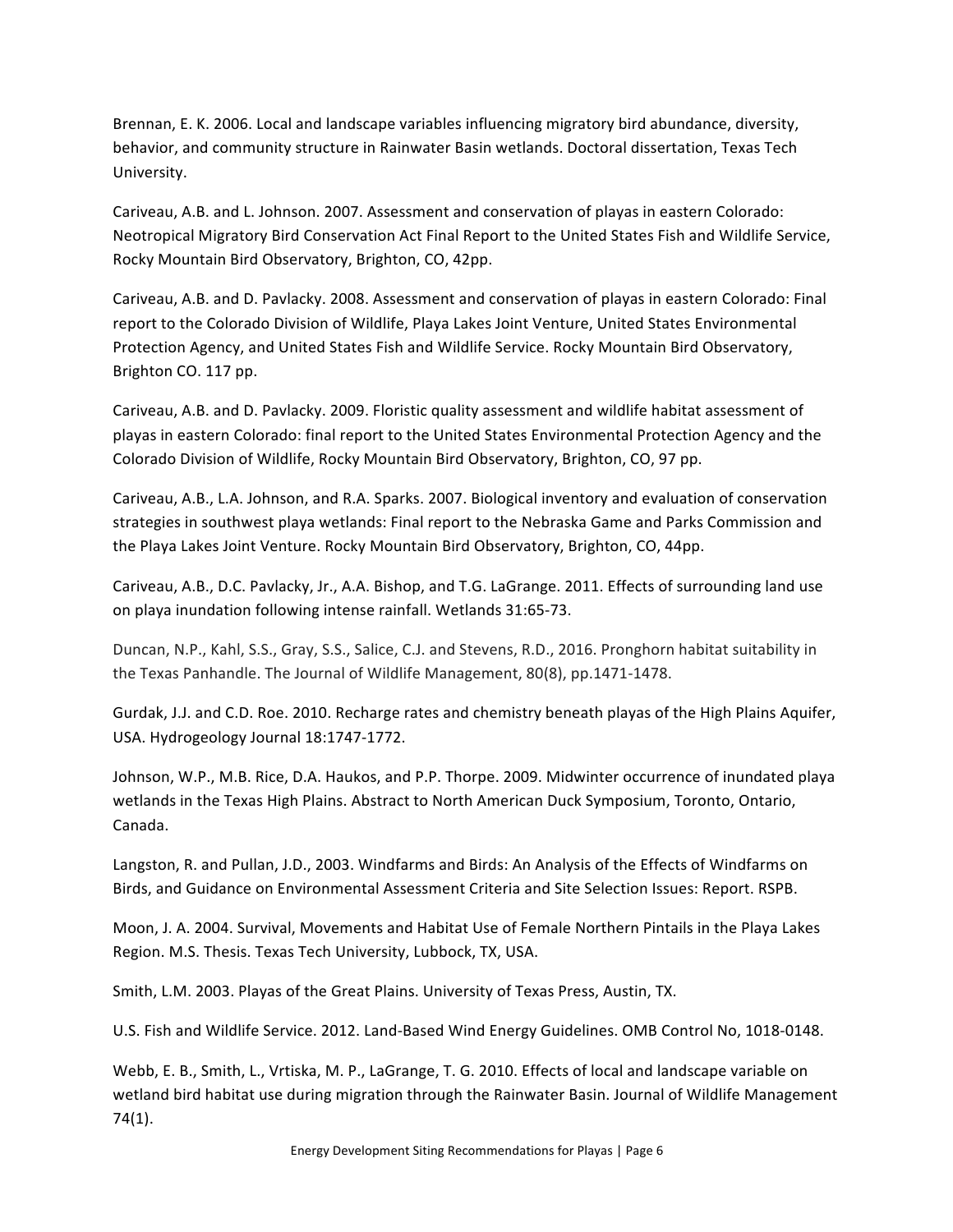Brennan, E. K. 2006. Local and landscape variables influencing migratory bird abundance, diversity, behavior, and community structure in Rainwater Basin wetlands. Doctoral dissertation, Texas Tech University.

Cariveau, A.B. and L. Johnson. 2007. Assessment and conservation of playas in eastern Colorado: Neotropical Migratory Bird Conservation Act Final Report to the United States Fish and Wildlife Service, Rocky Mountain Bird Observatory, Brighton, CO, 42pp.

Cariveau, A.B. and D. Pavlacky. 2008. Assessment and conservation of playas in eastern Colorado: Final report to the Colorado Division of Wildlife, Playa Lakes Joint Venture, United States Environmental Protection Agency, and United States Fish and Wildlife Service. Rocky Mountain Bird Observatory, Brighton CO. 117 pp.

Cariveau, A.B. and D. Pavlacky. 2009. Floristic quality assessment and wildlife habitat assessment of playas in eastern Colorado: final report to the United States Environmental Protection Agency and the Colorado Division of Wildlife, Rocky Mountain Bird Observatory, Brighton, CO, 97 pp.

Cariveau, A.B., L.A. Johnson, and R.A. Sparks. 2007. Biological inventory and evaluation of conservation strategies in southwest playa wetlands: Final report to the Nebraska Game and Parks Commission and the Playa Lakes Joint Venture. Rocky Mountain Bird Observatory, Brighton, CO, 44pp.

Cariveau, A.B., D.C. Pavlacky, Jr., A.A. Bishop, and T.G. LaGrange. 2011. Effects of surrounding land use on playa inundation following intense rainfall. Wetlands 31:65-73.

Duncan, N.P., Kahl, S.S., Gray, S.S., Salice, C.J. and Stevens, R.D., 2016. Pronghorn habitat suitability in the Texas Panhandle. The Journal of Wildlife Management, 80(8), pp.1471-1478.

Gurdak, J.J. and C.D. Roe. 2010. Recharge rates and chemistry beneath playas of the High Plains Aquifer, USA. Hydrogeology Journal 18:1747-1772.

Johnson, W.P., M.B. Rice, D.A. Haukos, and P.P. Thorpe. 2009. Midwinter occurrence of inundated playa wetlands in the Texas High Plains. Abstract to North American Duck Symposium, Toronto, Ontario, Canada.

Langston, R. and Pullan, J.D., 2003. Windfarms and Birds: An Analysis of the Effects of Windfarms on Birds, and Guidance on Environmental Assessment Criteria and Site Selection Issues: Report. RSPB.

Moon, J. A. 2004. Survival, Movements and Habitat Use of Female Northern Pintails in the Playa Lakes Region. M.S. Thesis. Texas Tech University, Lubbock, TX, USA.

Smith, L.M. 2003. Playas of the Great Plains. University of Texas Press, Austin, TX.

U.S. Fish and Wildlife Service. 2012. Land-Based Wind Energy Guidelines. OMB Control No, 1018-0148.

Webb, E. B., Smith, L., Vrtiska, M. P., LaGrange, T. G. 2010. Effects of local and landscape variable on wetland bird habitat use during migration through the Rainwater Basin. Journal of Wildlife Management 74(1).